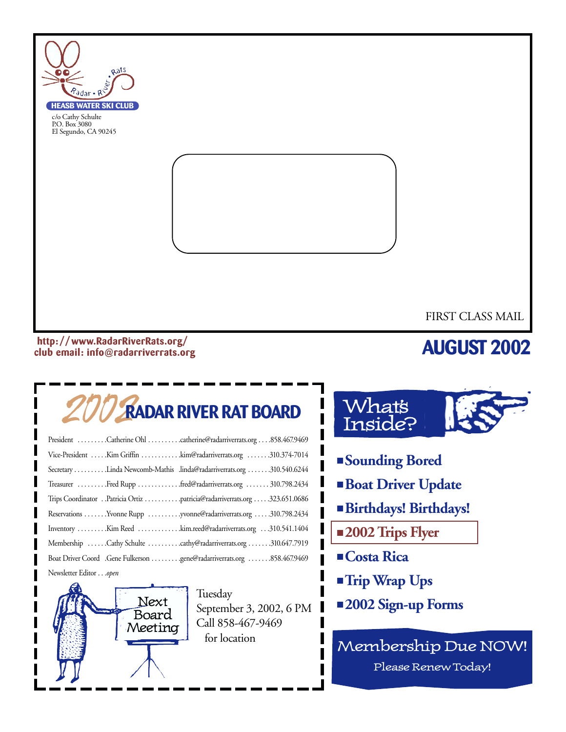Radar • River • Rats

**HEASB WATER SKI CLUB**

c/o Cathy Schulte
P.O. Box 3080
El Segundo, CA 90245

FIRST CLASS MAIL

**http://www.RadarRiverRats.org/**
**club email: info@radarriverrats.org**

# AUGUST 2002

## 2002 RADAR RIVER RAT BOARD

| Position | Name | Email | Phone |
|---|---|---|---|
| President | Catherine Ohl | catherine@radarriverrats.org | 858.467.9469 |
| Vice-President | Kim Griffin | kim@radarriverrats.org | 310.374-7014 |
| Secretary | Linda Newcomb-Mathis | linda@radarriverrats.org | 310.540.6244 |
| Treasurer | Fred Rupp | fred@radarriverrats.org | 310.798.2434 |
| Trips Coordinator | Patricia Ortiz | patricia@radarriverrats.org | 323.651.0686 |
| Reservations | Yvonne Rupp | yvonne@radarriverrats.org | 310.798.2434 |
| Inventory | Kim Reed | kim.reed@radarriverrats.org | 310.541.1404 |
| Membership | Cathy Schulte | cathy@radarriverrats.org | 310.647.7919 |
| Boat Driver Coord | Gene Fulkerson | gene@radarriverrats.org | 858.467.9469 |
| Newsletter Editor | *open* | | |

**Next Board Meeting**

Tuesday
September 3, 2002, 6 PM
Call 858-467-9469
for location

## What's Inside?

- **Sounding Bored**
- **Boat Driver Update**
- **Birthdays! Birthdays!**
- **2002 Trips Flyer**
- **Costa Rica**
- **Trip Wrap Ups**
- **2002 Sign-up Forms**

**Membership Due NOW!**
Please Renew Today!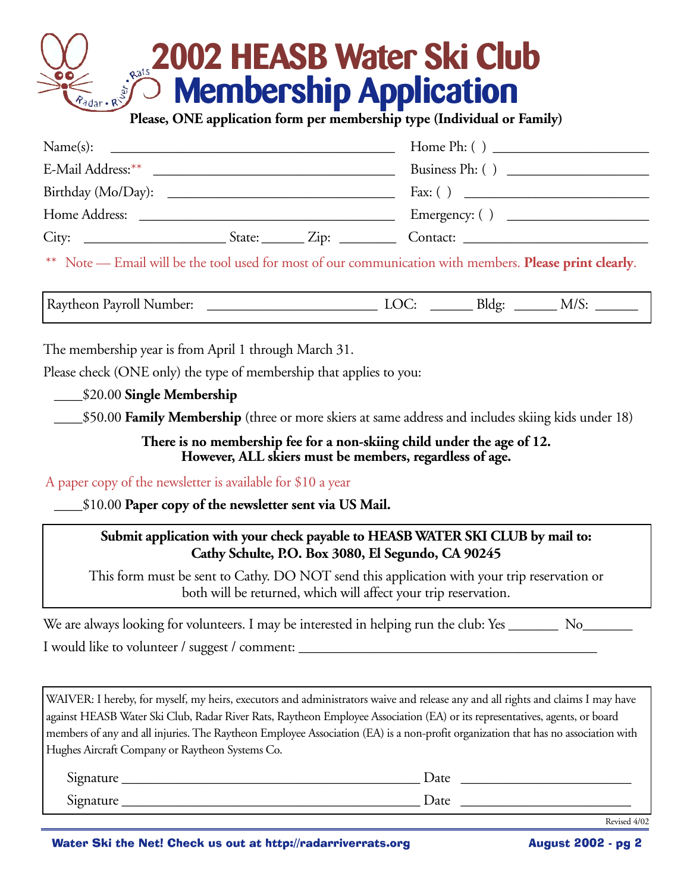# 2002 HEASB Water Ski Club Membership Application

**Please, ONE application form per membership type (Individual or Family)**

Name(s): ________________________________________ Home Ph: ( ) ______________________

E-Mail Address:** _________________________________ Business Ph: ( ) ____________________

Birthday (Mo/Day): ________________________________ Fax: ( ) __________________________

Home Address: ____________________________________ Emergency: ( ) ____________________

City: ____________________ State: ______ Zip: ________ Contact: __________________________

** Note — Email will be the tool used for most of our communication with members. **Please print clearly**.

Raytheon Payroll Number: ________________________ LOC: ______ Bldg: ______ M/S: ______

The membership year is from April 1 through March 31.

Please check (ONE only) the type of membership that applies to you:

____$20.00 **Single Membership**

____$50.00 **Family Membership** (three or more skiers at same address and includes skiing kids under 18)

**There is no membership fee for a non-skiing child under the age of 12. However, ALL skiers must be members, regardless of age.**

A paper copy of the newsletter is available for $10 a year

____$10.00 **Paper copy of the newsletter sent via US Mail.**

**Submit application with your check payable to HEASB WATER SKI CLUB by mail to: Cathy Schulte, P.O. Box 3080, El Segundo, CA 90245**

This form must be sent to Cathy. DO NOT send this application with your trip reservation or both will be returned, which will affect your trip reservation.

We are always looking for volunteers. I may be interested in helping run the club: Yes _______ No_______

I would like to volunteer / suggest / comment: ________________________________________

WAIVER: I hereby, for myself, my heirs, executors and administrators waive and release any and all rights and claims I may have against HEASB Water Ski Club, Radar River Rats, Raytheon Employee Association (EA) or its representatives, agents, or board members of any and all injuries. The Raytheon Employee Association (EA) is a non-profit organization that has no association with Hughes Aircraft Company or Raytheon Systems Co.

Signature __________________________________________ Date ________________________

Signature __________________________________________ Date ________________________

Revised 4/02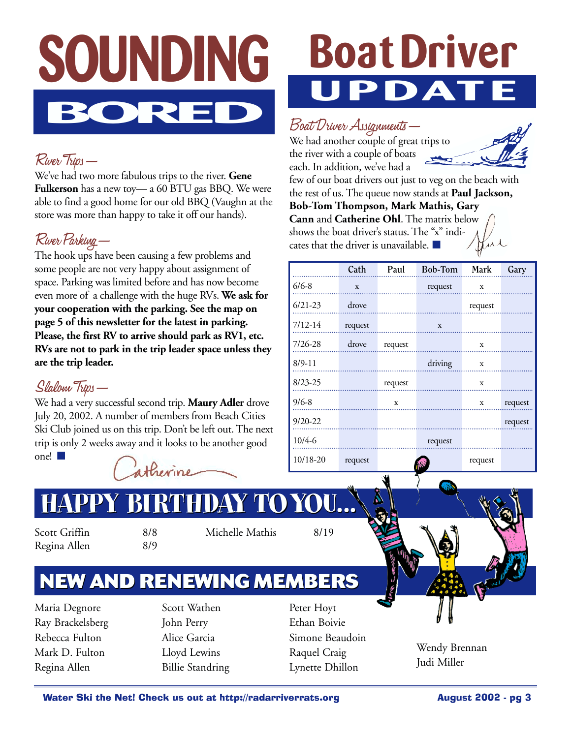# SOUNDING BORED

### River Trips —

We've had two more fabulous trips to the river. **Gene Fulkerson** has a new toy— a 60 BTU gas BBQ. We were able to find a good home for our old BBQ (Vaughn at the store was more than happy to take it off our hands).

### River Parking —

The hook ups have been causing a few problems and some people are not very happy about assignment of space. Parking was limited before and has now become even more of a challenge with the huge RVs. **We ask for your cooperation with the parking. See the map on page 5 of this newsletter for the latest in parking. Please, the first RV to arrive should park as RV1, etc. RVs are not to park in the trip leader space unless they are the trip leader.**

### Slalom Trips —

We had a very successful second trip. **Maury Adler** drove July 20, 2002. A number of members from Beach Cities Ski Club joined us on this trip. Don't be left out. The next trip is only 2 weeks away and it looks to be another good one! ■

Catherine

# Boat Driver UPDATE

### Boat Driver Assignments —

We had another couple of great trips to the river with a couple of boats each. In addition, we've had a few of our boat drivers out just to veg on the beach with the rest of us. The queue now stands at **Paul Jackson, Bob-Tom Thompson, Mark Mathis, Gary Cann** and **Catherine Ohl**. The matrix below shows the boat driver's status. The "x" indicates that the driver is unavailable. ■

| | Cath | Paul | Bob-Tom | Mark | Gary |
|---|---|---|---|---|---|
| 6/6-8 | x | | request | x | |
| 6/21-23 | drove | | | request | |
| 7/12-14 | request | | x | | |
| 7/26-28 | drove | request | | x | |
| 8/9-11 | | | driving | x | |
| 8/23-25 | | request | | x | |
| 9/6-8 | | x | | x | request |
| 9/20-22 | | | | | request |
| 10/4-6 | | | request | | |
| 10/18-20 | request | | | request | |

## HAPPY BIRTHDAY TO YOU...

| | | | |
|---|---|---|---|
| Scott Griffin | 8/8 | Michelle Mathis | 8/19 |
| Regina Allen | 8/9 | | |

## NEW AND RENEWING MEMBERS

Maria Degnore
Ray Brackelsberg
Rebecca Fulton
Mark D. Fulton
Regina Allen
Scott Wathen
John Perry
Alice Garcia
Lloyd Lewins
Billie Standring
Peter Hoyt
Ethan Boivie
Simone Beaudoin
Raquel Craig
Lynette Dhillon
Wendy Brennan
Judi Miller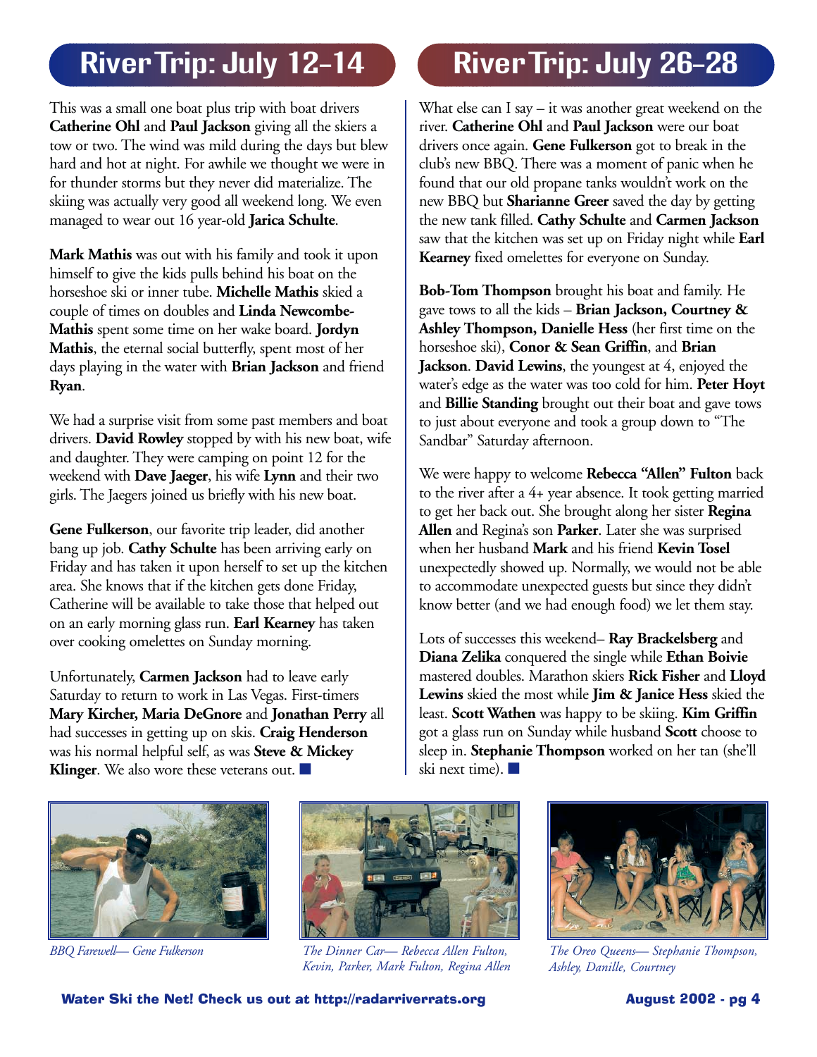## River Trip: July 12–14

This was a small one boat plus trip with boat drivers **Catherine Ohl** and **Paul Jackson** giving all the skiers a tow or two. The wind was mild during the days but blew hard and hot at night. For awhile we thought we were in for thunder storms but they never did materialize. The skiing was actually very good all weekend long. We even managed to wear out 16 year-old **Jarica Schulte**.

**Mark Mathis** was out with his family and took it upon himself to give the kids pulls behind his boat on the horseshoe ski or inner tube. **Michelle Mathis** skied a couple of times on doubles and **Linda Newcombe-Mathis** spent some time on her wake board. **Jordyn Mathis**, the eternal social butterfly, spent most of her days playing in the water with **Brian Jackson** and friend **Ryan**.

We had a surprise visit from some past members and boat drivers. **David Rowley** stopped by with his new boat, wife and daughter. They were camping on point 12 for the weekend with **Dave Jaeger**, his wife **Lynn** and their two girls. The Jaegers joined us briefly with his new boat.

**Gene Fulkerson**, our favorite trip leader, did another bang up job. **Cathy Schulte** has been arriving early on Friday and has taken it upon herself to set up the kitchen area. She knows that if the kitchen gets done Friday, Catherine will be available to take those that helped out on an early morning glass run. **Earl Kearney** has taken over cooking omelettes on Sunday morning.

Unfortunately, **Carmen Jackson** had to leave early Saturday to return to work in Las Vegas. First-timers **Mary Kircher, Maria DeGnore** and **Jonathan Perry** all had successes in getting up on skis. **Craig Henderson** was his normal helpful self, as was **Steve & Mickey Klinger**. We also wore these veterans out. ■

## River Trip: July 26–28

What else can I say – it was another great weekend on the river. **Catherine Ohl** and **Paul Jackson** were our boat drivers once again. **Gene Fulkerson** got to break in the club's new BBQ. There was a moment of panic when he found that our old propane tanks wouldn't work on the new BBQ but **Sharianne Greer** saved the day by getting the new tank filled. **Cathy Schulte** and **Carmen Jackson** saw that the kitchen was set up on Friday night while **Earl Kearney** fixed omelettes for everyone on Sunday.

**Bob-Tom Thompson** brought his boat and family. He gave tows to all the kids – **Brian Jackson, Courtney & Ashley Thompson, Danielle Hess** (her first time on the horseshoe ski), **Conor & Sean Griffin**, and **Brian Jackson**. **David Lewins**, the youngest at 4, enjoyed the water's edge as the water was too cold for him. **Peter Hoyt** and **Billie Standing** brought out their boat and gave tows to just about everyone and took a group down to "The Sandbar" Saturday afternoon.

We were happy to welcome **Rebecca "Allen" Fulton** back to the river after a 4+ year absence. It took getting married to get her back out. She brought along her sister **Regina Allen** and Regina's son **Parker**. Later she was surprised when her husband **Mark** and his friend **Kevin Tosel** unexpectedly showed up. Normally, we would not be able to accommodate unexpected guests but since they didn't know better (and we had enough food) we let them stay.

Lots of successes this weekend– **Ray Brackelsberg** and **Diana Zelika** conquered the single while **Ethan Boivie** mastered doubles. Marathon skiers **Rick Fisher** and **Lloyd Lewins** skied the most while **Jim & Janice Hess** skied the least. **Scott Wathen** was happy to be skiing. **Kim Griffin** got a glass run on Sunday while husband **Scott** choose to sleep in. **Stephanie Thompson** worked on her tan (she'll ski next time). ■

*BBQ Farewell— Gene Fulkerson*

*The Dinner Car— Rebecca Allen Fulton, Kevin, Parker, Mark Fulton, Regina Allen*

*The Oreo Queens— Stephanie Thompson, Ashley, Danille, Courtney*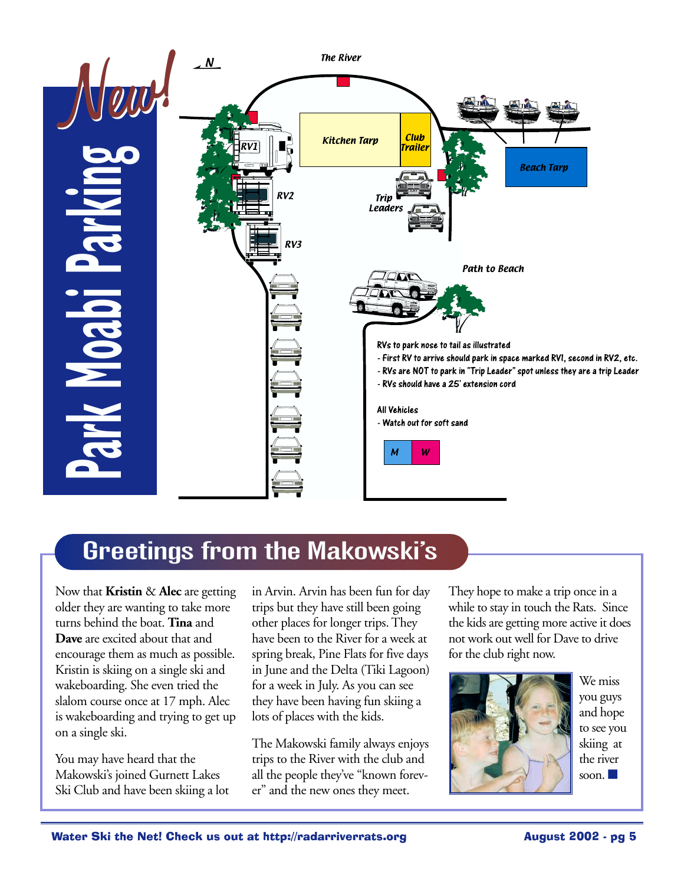# New! Park Moabi Parking

The River

N

RV1

RV2

RV3

Kitchen Tarp

Club Trailer

Beach Tarp

Trip Leaders

Path to Beach

RVs to park nose to tail as illustrated

- First RV to arrive should park in space marked RV1, second in RV2, etc.
- RVs are NOT to park in "Trip Leader" spot unless they are a trip Leader
- RVs should have a 25' extension cord

All Vehicles

- Watch out for soft sand

M W

## Greetings from the Makowski's

Now that **Kristin** & **Alec** are getting older they are wanting to take more turns behind the boat. **Tina** and **Dave** are excited about that and encourage them as much as possible. Kristin is skiing on a single ski and wakeboarding. She even tried the slalom course once at 17 mph. Alec is wakeboarding and trying to get up on a single ski.

You may have heard that the Makowski's joined Gurnett Lakes Ski Club and have been skiing a lot in Arvin. Arvin has been fun for day trips but they have still been going other places for longer trips. They have been to the River for a week at spring break, Pine Flats for five days in June and the Delta (Tiki Lagoon) for a week in July. As you can see they have been having fun skiing a lots of places with the kids.

The Makowski family always enjoys trips to the River with the club and all the people they've "known forever" and the new ones they meet.

They hope to make a trip once in a while to stay in touch the Rats. Since the kids are getting more active it does not work out well for Dave to drive for the club right now.

We miss you guys and hope to see you skiing at the river soon. ■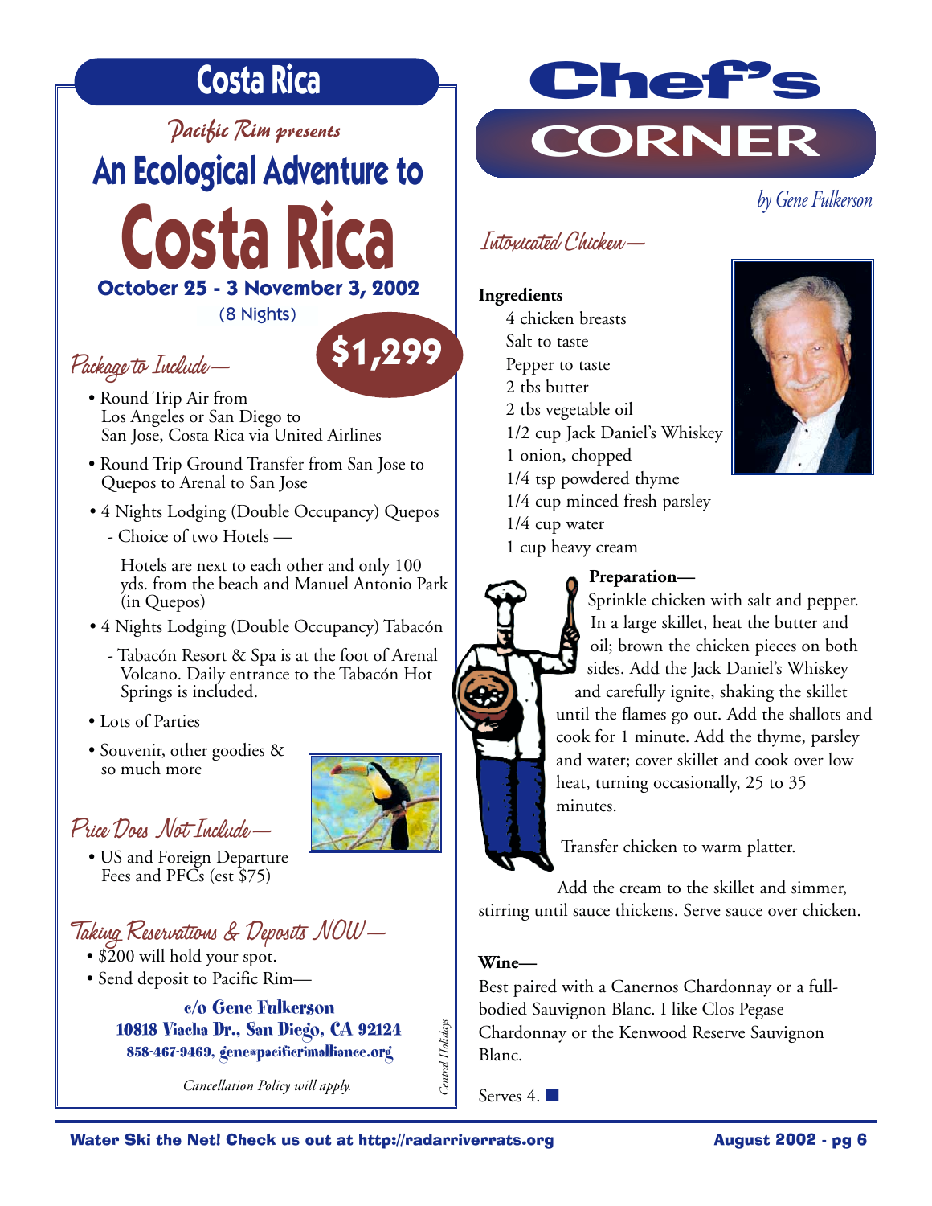## Costa Rica

*Pacific Rim presents*

# An Ecological Adventure to Costa Rica

**October 25 - 3 November 3, 2002**

(8 Nights)

**$1,299**

### *Package to Include—*

- Round Trip Air from Los Angeles or San Diego to San Jose, Costa Rica via United Airlines
- Round Trip Ground Transfer from San Jose to Quepos to Arenal to San Jose
- 4 Nights Lodging (Double Occupancy) Quepos
  - Choice of two Hotels —

    Hotels are next to each other and only 100 yds. from the beach and Manuel Antonio Park (in Quepos)
- 4 Nights Lodging (Double Occupancy) Tabacón
  - Tabacón Resort & Spa is at the foot of Arenal Volcano. Daily entrance to the Tabacón Hot Springs is included.
- Lots of Parties
- Souvenir, other goodies & so much more

### *Price Does Not Include—*

- US and Foreign Departure Fees and PFCs (est $75)

### *Taking Reservations & Deposits NOW—*

- $200 will hold your spot.
- Send deposit to Pacific Rim—

**c/o Gene Fulkerson**
**10818 Viacha Dr., San Diego, CA 92124**
**858-467-9469, gene@pacificrimalliance.org**

*Cancellation Policy will apply.*

*Central Holidays*

# Chef's CORNER

*by Gene Fulkerson*

### *Intoxicated Chicken—*

**Ingredients**

4 chicken breasts
Salt to taste
Pepper to taste
2 tbs butter
2 tbs vegetable oil
1/2 cup Jack Daniel's Whiskey
1 onion, chopped
1/4 tsp powdered thyme
1/4 cup minced fresh parsley
1/4 cup water
1 cup heavy cream

**Preparation—**

Sprinkle chicken with salt and pepper. In a large skillet, heat the butter and oil; brown the chicken pieces on both sides. Add the Jack Daniel's Whiskey and carefully ignite, shaking the skillet until the flames go out. Add the shallots and cook for 1 minute. Add the thyme, parsley and water; cover skillet and cook over low heat, turning occasionally, 25 to 35 minutes.

Transfer chicken to warm platter.

Add the cream to the skillet and simmer, stirring until sauce thickens. Serve sauce over chicken.

**Wine—**

Best paired with a Canernos Chardonnay or a full-bodied Sauvignon Blanc. I like Clos Pegase Chardonnay or the Kenwood Reserve Sauvignon Blanc.

Serves 4. ■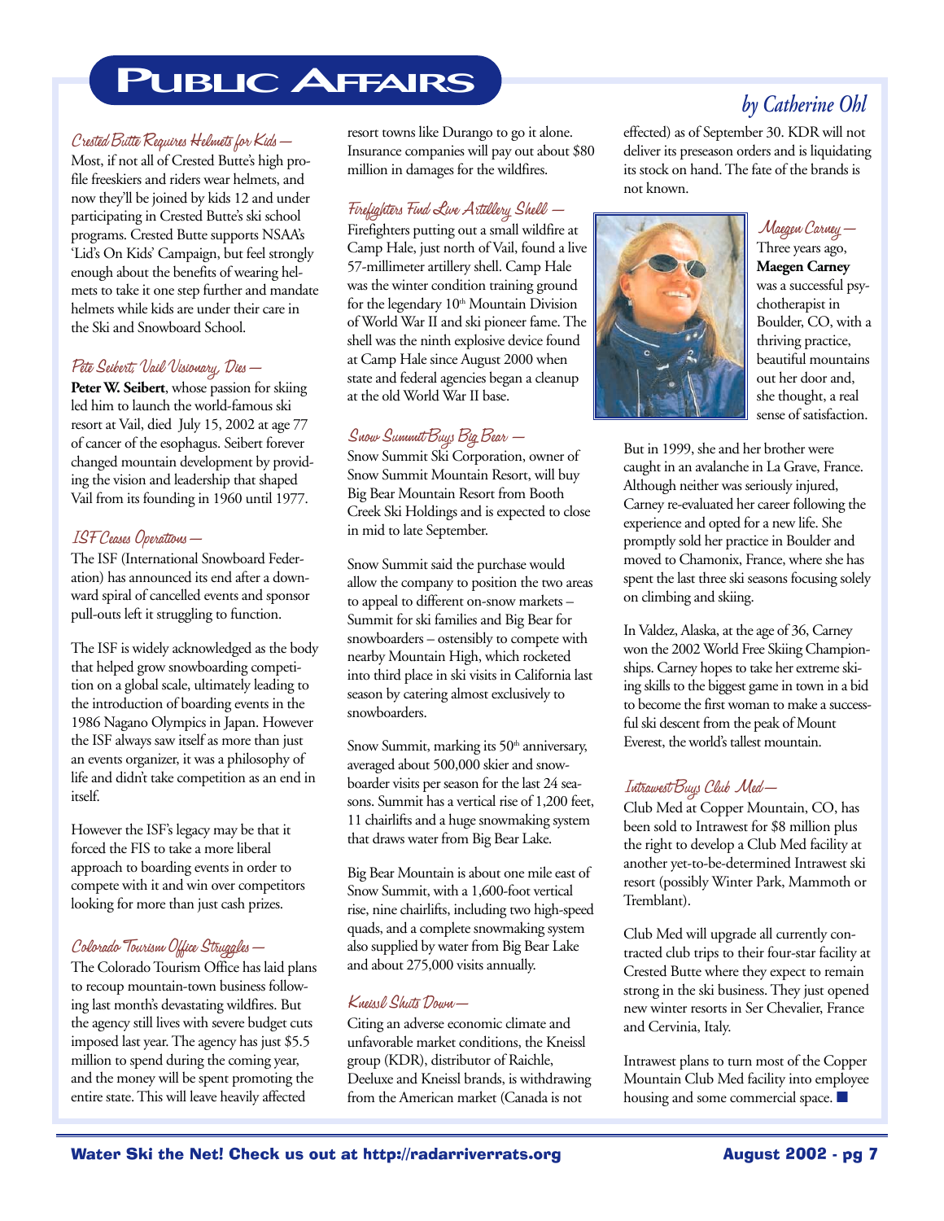# Public Affairs

*by Catherine Ohl*

### *Crested Butte Requires Helmets for Kids —*

Most, if not all of Crested Butte's high profile freeskiers and riders wear helmets, and now they'll be joined by kids 12 and under participating in Crested Butte's ski school programs. Crested Butte supports NSAA's 'Lid's On Kids' Campaign, but feel strongly enough about the benefits of wearing helmets to take it one step further and mandate helmets while kids are under their care in the Ski and Snowboard School.

### *Pete Seibert, Vail Visionary, Dies —*

**Peter W. Seibert**, whose passion for skiing led him to launch the world-famous ski resort at Vail, died July 15, 2002 at age 77 of cancer of the esophagus. Seibert forever changed mountain development by providing the vision and leadership that shaped Vail from its founding in 1960 until 1977.

### *ISF Ceases Operations —*

The ISF (International Snowboard Federation) has announced its end after a downward spiral of cancelled events and sponsor pull-outs left it struggling to function.

The ISF is widely acknowledged as the body that helped grow snowboarding competition on a global scale, ultimately leading to the introduction of boarding events in the 1986 Nagano Olympics in Japan. However the ISF always saw itself as more than just an events organizer, it was a philosophy of life and didn't take competition as an end in itself.

However the ISF's legacy may be that it forced the FIS to take a more liberal approach to boarding events in order to compete with it and win over competitors looking for more than just cash prizes.

### *Colorado Tourism Office Struggles —*

The Colorado Tourism Office has laid plans to recoup mountain-town business following last month's devastating wildfires. But the agency still lives with severe budget cuts imposed last year. The agency has just $5.5 million to spend during the coming year, and the money will be spent promoting the entire state. This will leave heavily affected resort towns like Durango to go it alone. Insurance companies will pay out about $80 million in damages for the wildfires.

### *Firefighters Find Live Artillery Shell —*

Firefighters putting out a small wildfire at Camp Hale, just north of Vail, found a live 57-millimeter artillery shell. Camp Hale was the winter condition training ground for the legendary 10th Mountain Division of World War II and ski pioneer fame. The shell was the ninth explosive device found at Camp Hale since August 2000 when state and federal agencies began a cleanup at the old World War II base.

### *Snow Summit Buys Big Bear —*

Snow Summit Ski Corporation, owner of Snow Summit Mountain Resort, will buy Big Bear Mountain Resort from Booth Creek Ski Holdings and is expected to close in mid to late September.

Snow Summit said the purchase would allow the company to position the two areas to appeal to different on-snow markets – Summit for ski families and Big Bear for snowboarders – ostensibly to compete with nearby Mountain High, which rocketed into third place in ski visits in California last season by catering almost exclusively to snowboarders.

Snow Summit, marking its 50th anniversary, averaged about 500,000 skier and snowboarder visits per season for the last 24 seasons. Summit has a vertical rise of 1,200 feet, 11 chairlifts and a huge snowmaking system that draws water from Big Bear Lake.

Big Bear Mountain is about one mile east of Snow Summit, with a 1,600-foot vertical rise, nine chairlifts, including two high-speed quads, and a complete snowmaking system also supplied by water from Big Bear Lake and about 275,000 visits annually.

### *Kneissl Shuts Down—*

Citing an adverse economic climate and unfavorable market conditions, the Kneissl group (KDR), distributor of Raichle, Deeluxe and Kneissl brands, is withdrawing from the American market (Canada is not effected) as of September 30. KDR will not deliver its preseason orders and is liquidating its stock on hand. The fate of the brands is not known.

### *Maegen Carney —*

Three years ago, **Maegen Carney** was a successful psychotherapist in Boulder, CO, with a thriving practice, beautiful mountains out her door and, she thought, a real sense of satisfaction.

But in 1999, she and her brother were caught in an avalanche in La Grave, France. Although neither was seriously injured, Carney re-evaluated her career following the experience and opted for a new life. She promptly sold her practice in Boulder and moved to Chamonix, France, where she has spent the last three ski seasons focusing solely on climbing and skiing.

In Valdez, Alaska, at the age of 36, Carney won the 2002 World Free Skiing Championships. Carney hopes to take her extreme skiing skills to the biggest game in town in a bid to become the first woman to make a successful ski descent from the peak of Mount Everest, the world's tallest mountain.

### *Intrawest Buys Club Med—*

Club Med at Copper Mountain, CO, has been sold to Intrawest for $8 million plus the right to develop a Club Med facility at another yet-to-be-determined Intrawest ski resort (possibly Winter Park, Mammoth or Tremblant).

Club Med will upgrade all currently contracted club trips to their four-star facility at Crested Butte where they expect to remain strong in the ski business. They just opened new winter resorts in Ser Chevalier, France and Cervinia, Italy.

Intrawest plans to turn most of the Copper Mountain Club Med facility into employee housing and some commercial space. ■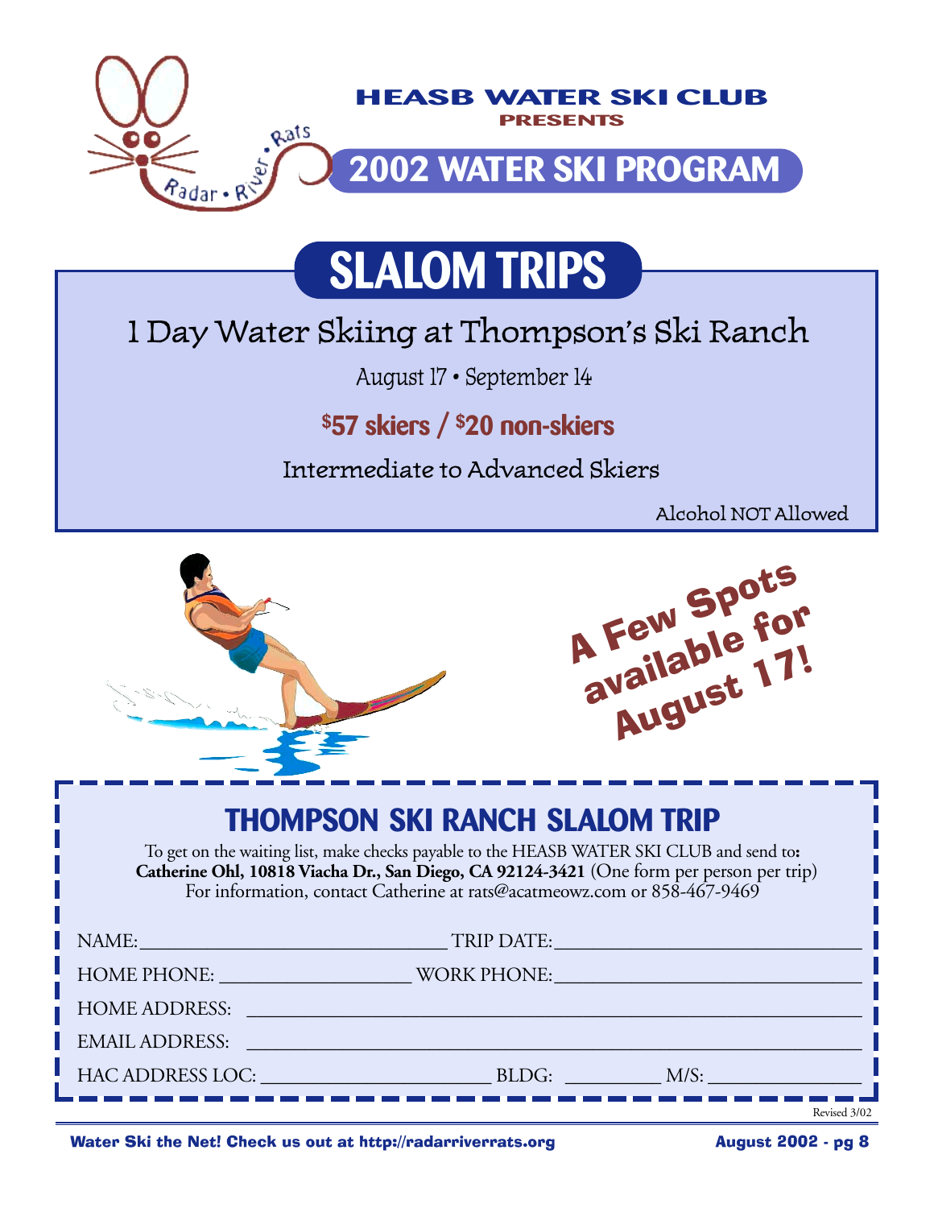**HEASB WATER SKI CLUB**

**PRESENTS**

# 2002 WATER SKI PROGRAM

## SLALOM TRIPS

### 1 Day Water Skiing at Thompson's Ski Ranch

August 17 • September 14

**$57 skiers / $20 non-skiers**

Intermediate to Advanced Skiers

Alcohol NOT Allowed

**A Few Spots available for August 17!**

## THOMPSON SKI RANCH SLALOM TRIP

To get on the waiting list, make checks payable to the HEASB WATER SKI CLUB and send to**:**
**Catherine Ohl, 10818 Viacha Dr., San Diego, CA 92124-3421** (One form per person per trip)
For information, contact Catherine at rats@acatmeowz.com or 858-467-9469

NAME: ______________________ TRIP DATE: ______________________

HOME PHONE: ______________________ WORK PHONE: ______________________

HOME ADDRESS: ______________________________________________

EMAIL ADDRESS: ______________________________________________

HAC ADDRESS LOC: ______________________ BLDG: __________ M/S: ______________

Revised 3/02

Water Ski the Net! Check us out at http://radarriverrats.org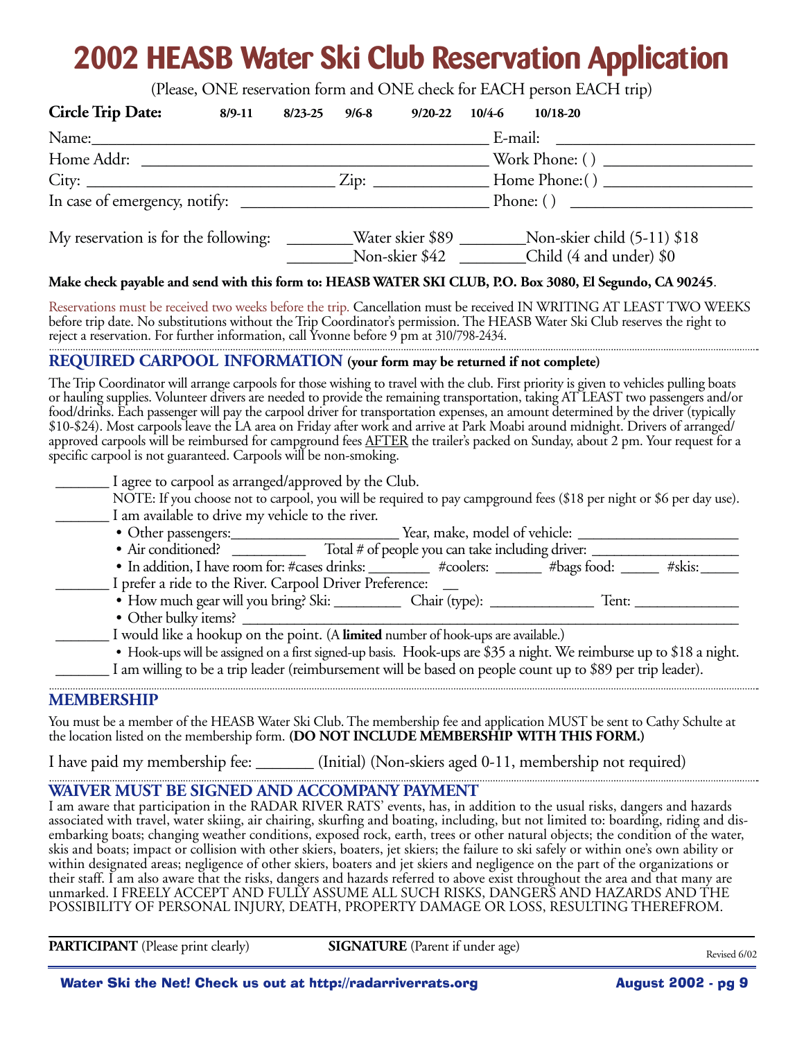# 2002 HEASB Water Ski Club Reservation Application

(Please, ONE reservation form and ONE check for EACH person EACH trip)

**Circle Trip Date:** **8/9-11** **8/23-25** **9/6-8** **9/20-22** **10/4-6** **10/18-20**

Name:_______________________________________________ E-mail: ______________________

Home Addr: _________________________________________ Work Phone: ( ) _________________

City: ______________________________ Zip: _____________ Home Phone:( ) _________________

In case of emergency, notify: ______________________________ Phone: ( ) _____________________

My reservation is for the following: ________Water skier $89 ________Non-skier child (5-11) $18
________Non-skier $42 ________Child (4 and under) $0

**Make check payable and send with this form to: HEASB WATER SKI CLUB, P.O. Box 3080, El Segundo, CA 90245**.

Reservations must be received two weeks before the trip. Cancellation must be received IN WRITING AT LEAST TWO WEEKS before trip date. No substitutions without the Trip Coordinator's permission. The HEASB Water Ski Club reserves the right to reject a reservation. For further information, call Yvonne before 9 pm at 310/798-2434.

## REQUIRED CARPOOL INFORMATION (your form may be returned if not complete)

The Trip Coordinator will arrange carpools for those wishing to travel with the club. First priority is given to vehicles pulling boats or hauling supplies. Volunteer drivers are needed to provide the remaining transportation, taking AT LEAST two passengers and/or food/drinks. Each passenger will pay the carpool driver for transportation expenses, an amount determined by the driver (typically $10-$24). Most carpools leave the LA area on Friday after work and arrive at Park Moabi around midnight. Drivers of arranged/approved carpools will be reimbursed for campground fees AFTER the trailer's packed on Sunday, about 2 pm. Your request for a specific carpool is not guaranteed. Carpools will be non-smoking.

_______ I agree to carpool as arranged/approved by the Club.
NOTE: If you choose not to carpool, you will be required to pay campground fees ($18 per night or $6 per day use).

_______ I am available to drive my vehicle to the river.
- Other passengers:_____________________ Year, make, model of vehicle: ____________________
- Air conditioned? _________ Total # of people you can take including driver: __________________
- In addition, I have room for: #cases drinks: ________ #coolers: ______ #bags food: _____ #skis:_____

_______ I prefer a ride to the River. Carpool Driver Preference: __
- How much gear will you bring? Ski: _________ Chair (type): ______________ Tent: _____________
- Other bulky items? _______________________________________________________________

_______ I would like a hookup on the point. (A **limited** number of hook-ups are available.)
- Hook-ups will be assigned on a first signed-up basis. Hook-ups are $35 a night. We reimburse up to $18 a night.

_______ I am willing to be a trip leader (reimbursement will be based on people count up to $89 per trip leader).

## MEMBERSHIP

You must be a member of the HEASB Water Ski Club. The membership fee and application MUST be sent to Cathy Schulte at the location listed on the membership form. **(DO NOT INCLUDE MEMBERSHIP WITH THIS FORM.)**

I have paid my membership fee: _______ (Initial) (Non-skiers aged 0-11, membership not required)

## WAIVER MUST BE SIGNED AND ACCOMPANY PAYMENT

I am aware that participation in the RADAR RIVER RATS' events, has, in addition to the usual risks, dangers and hazards associated with travel, water skiing, air chairing, skurfing and boating, including, but not limited to: boarding, riding and disembarking boats; changing weather conditions, exposed rock, earth, trees or other natural objects; the condition of the water, skis and boats; impact or collision with other skiers, boaters, jet skiers; the failure to ski safely or within one's own ability or within designated areas; negligence of other skiers, boaters and jet skiers and negligence on the part of the organizations or their staff. I am also aware that the risks, dangers and hazards referred to above exist throughout the area and that many are unmarked. I FREELY ACCEPT AND FULLY ASSUME ALL SUCH RISKS, DANGERS AND HAZARDS AND THE POSSIBILITY OF PERSONAL INJURY, DEATH, PROPERTY DAMAGE OR LOSS, RESULTING THEREFROM.

**PARTICIPANT** (Please print clearly) **SIGNATURE** (Parent if under age)

Revised 6/02

**Water Ski the Net! Check us out at http://radarriverrats.org**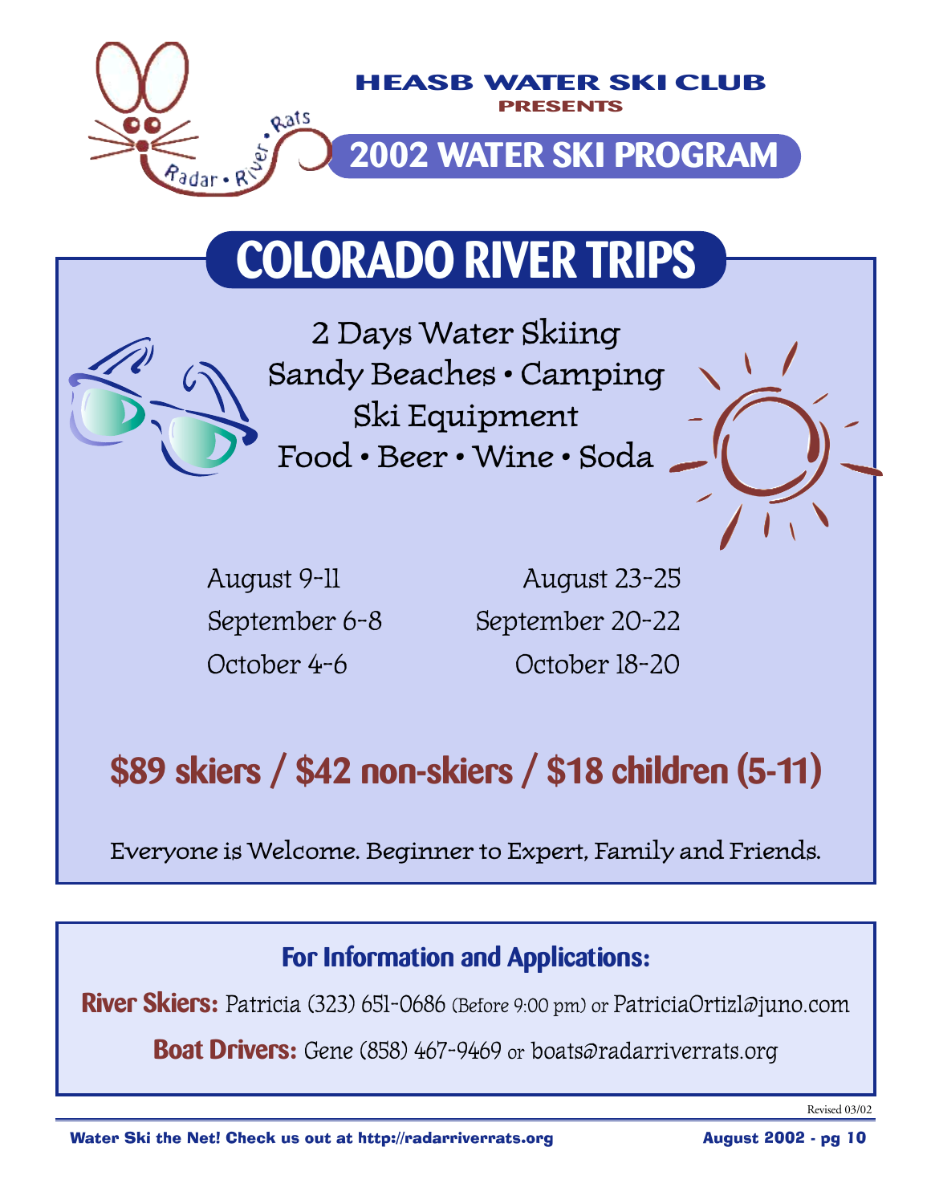HEASB WATER SKI CLUB

PRESENTS

Radar • River • Rats

## 2002 WATER SKI PROGRAM

# COLORADO RIVER TRIPS

2 Days Water Skiing

Sandy Beaches • Camping

Ski Equipment

Food • Beer • Wine • Soda

| | |
|---|---|
| August 9-11 | August 23-25 |
| September 6-8 | September 20-22 |
| October 4-6 | October 18-20 |

**$89 skiers / $42 non-skiers / $18 children (5-11)**

Everyone is Welcome. Beginner to Expert, Family and Friends.

### For Information and Applications:

**River Skiers:** Patricia (323) 651-0686 (Before 9:00 pm) or PatriciaOrtiz1@juno.com

**Boat Drivers:** Gene (858) 467-9469 or boats@radarriverrats.org

Revised 03/02

Water Ski the Net! Check us out at http://radarriverrats.org